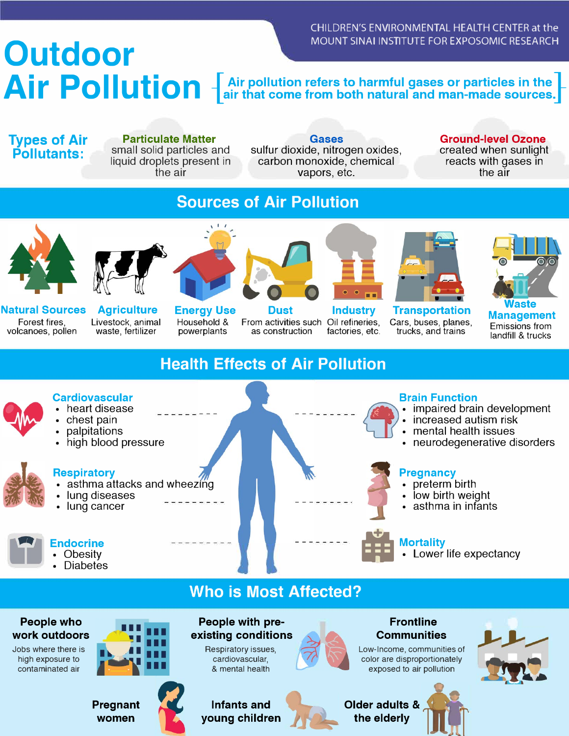CHILDREN'S ENVIRONMENTAL HEALTH CENTER at the MOUNT SINAI INSTITUTE FOR EXPOSOMIC RESEARCH

# Outdoor Air Pollution

Air pollution refers to harmful gases or particles in the air that come from both natural and man-made sources.

## Types of Air Pollutants:

**Particulate Matter**
small solid particles and liquid droplets present in the air

**Gases**
sulfur dioxide, nitrogen oxides, carbon monoxide, chemical vapors, etc.

**Ground-level Ozone**
created when sunlight reacts with gases in the air

## Sources of Air Pollution

**Natural Sources**
Forest fires, volcanoes, pollen

**Agriculture**
Livestock, animal waste, fertilizer

**Energy Use**
Household & powerplants

**Dust**
From activities such as construction

**Industry**
Oil refineries, factories, etc.

**Transportation**
Cars, buses, planes, trucks, and trains

**Waste Management**
Emissions from landfill & trucks

## Health Effects of Air Pollution

**Cardiovascular**
- heart disease
- chest pain
- palpitations
- high blood pressure

**Respiratory**
- asthma attacks and wheezing
- lung diseases
- lung cancer

**Endocrine**
- Obesity
- Diabetes

**Brain Function**
- impaired brain development
- increased autism risk
- mental health issues
- neurodegenerative disorders

**Pregnancy**
- preterm birth
- low birth weight
- asthma in infants

**Mortality**
- Lower life expectancy

## Who is Most Affected?

**People who work outdoors**
Jobs where there is high exposure to contaminated air

**People with pre-existing conditions**
Respiratory issues, cardiovascular, & mental health

**Frontline Communities**
Low-Income, communities of color are disproportionately exposed to air pollution

**Pregnant women**

**Infants and young children**

**Older adults & the elderly**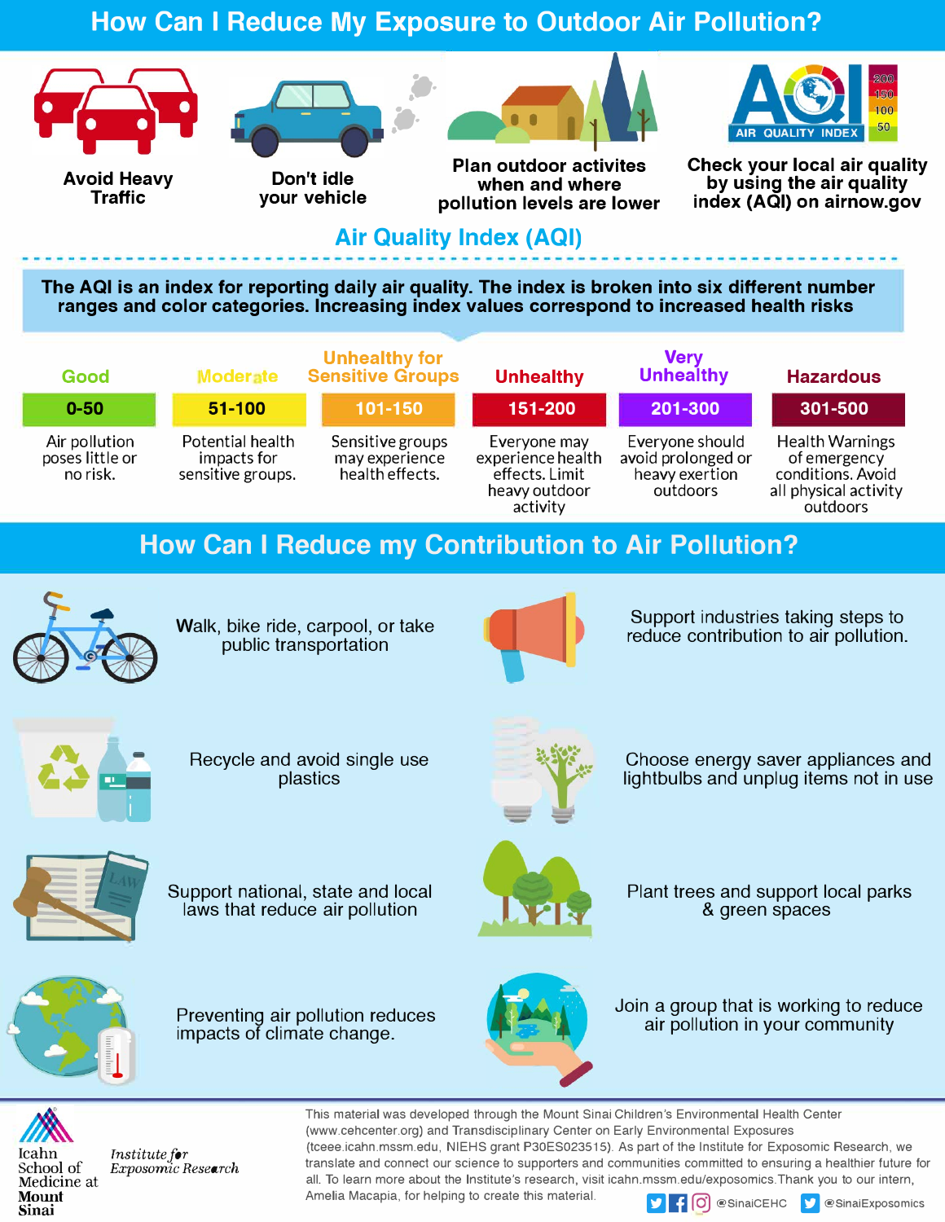# How Can I Reduce My Exposure to Outdoor Air Pollution?

**Avoid Heavy Traffic**

**Don't idle your vehicle**

**Plan outdoor activites when and where pollution levels are lower**

**Check your local air quality by using the air quality index (AQI) on airnow.gov**

AQI
AIR QUALITY INDEX
200
150
100
50

## Air Quality Index (AQI)

**The AQI is an index for reporting daily air quality. The index is broken into six different number ranges and color categories. Increasing index values correspond to increased health risks**

| Good | Moderate | Unhealthy for Sensitive Groups | Unhealthy | Very Unhealthy | Hazardous |
|---|---|---|---|---|---|
| 0-50 | 51-100 | 101-150 | 151-200 | 201-300 | 301-500 |
| Air pollution poses little or no risk. | Potential health impacts for sensitive groups. | Sensitive groups may experience health effects. | Everyone may experience health effects. Limit heavy outdoor activity | Everyone should avoid prolonged or heavy exertion outdoors | Health Warnings of emergency conditions. Avoid all physical activity outdoors |

# How Can I Reduce my Contribution to Air Pollution?

- Walk, bike ride, carpool, or take public transportation
- Support industries taking steps to reduce contribution to air pollution.
- Recycle and avoid single use plastics
- Choose energy saver appliances and lightbulbs and unplug items not in use
- Support national, state and local laws that reduce air pollution
- Plant trees and support local parks & green spaces
- Preventing air pollution reduces impacts of climate change.
- Join a group that is working to reduce air pollution in your community

Icahn School of Medicine at Mount Sinai

*Institute for Exposomic Research*

This material was developed through the Mount Sinai Children's Environmental Health Center (www.cehcenter.org) and Transdisciplinary Center on Early Environmental Exposures (tceee.icahn.mssm.edu, NIEHS grant P30ES023515). As part of the Institute for Exposomic Research, we translate and connect our science to supporters and communities committed to ensuring a healthier future for all. To learn more about the Institute's research, visit icahn.mssm.edu/exposomics.Thank you to our intern, Amelia Macapia, for helping to create this material.

@SinaiCEHC @SinaiExposomics